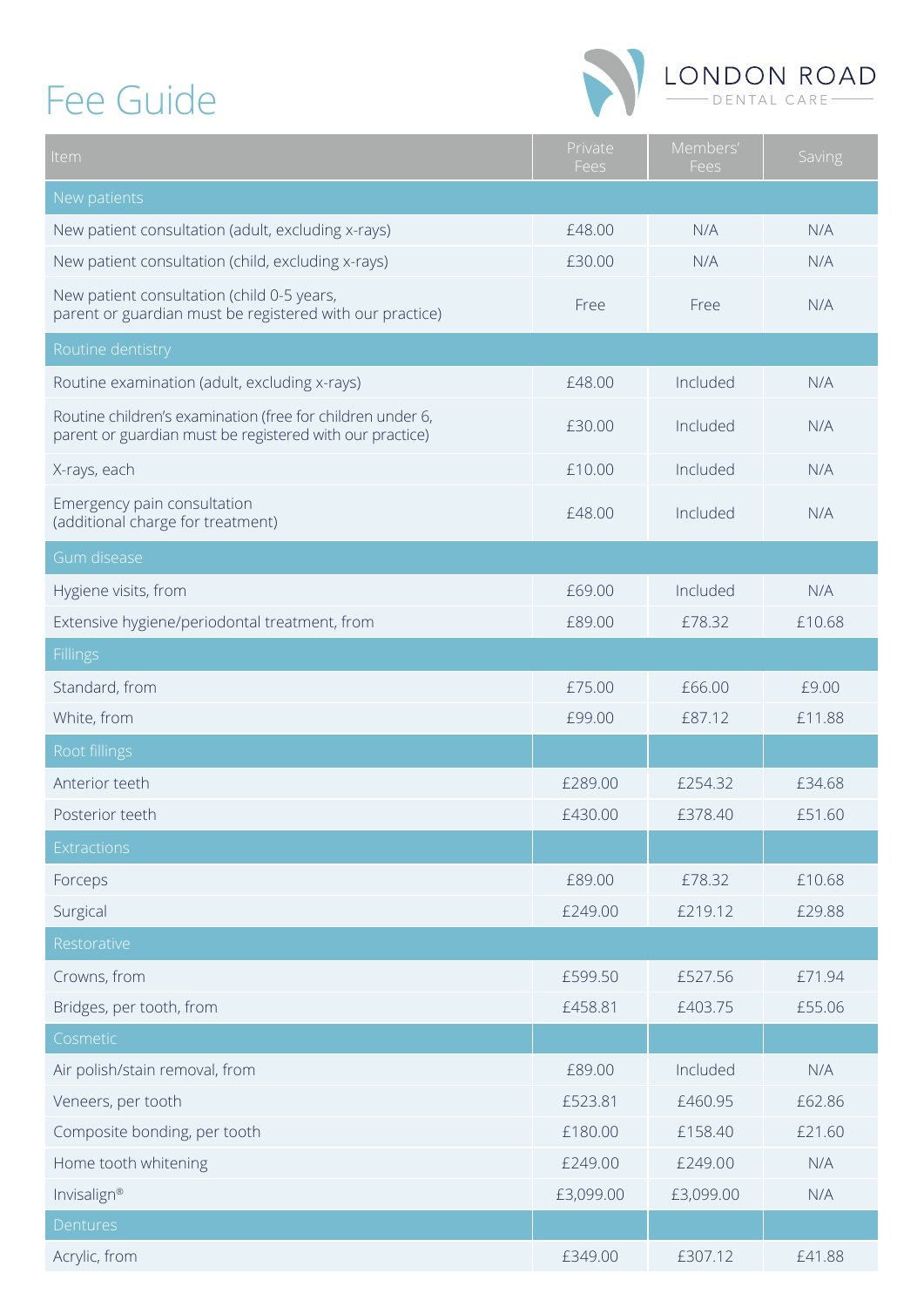# Fee Guide

LONDON ROAD
DENTAL CARE

| Item | Private Fees | Members' Fees | Saving |
|---|---|---|---|
| **New patients** | | | |
| New patient consultation (adult, excluding x-rays) | £48.00 | N/A | N/A |
| New patient consultation (child, excluding x-rays) | £30.00 | N/A | N/A |
| New patient consultation (child 0-5 years, parent or guardian must be registered with our practice) | Free | Free | N/A |
| **Routine dentistry** | | | |
| Routine examination (adult, excluding x-rays) | £48.00 | Included | N/A |
| Routine children's examination (free for children under 6, parent or guardian must be registered with our practice) | £30.00 | Included | N/A |
| X-rays, each | £10.00 | Included | N/A |
| Emergency pain consultation (additional charge for treatment) | £48.00 | Included | N/A |
| **Gum disease** | | | |
| Hygiene visits, from | £69.00 | Included | N/A |
| Extensive hygiene/periodontal treatment, from | £89.00 | £78.32 | £10.68 |
| **Fillings** | | | |
| Standard, from | £75.00 | £66.00 | £9.00 |
| White, from | £99.00 | £87.12 | £11.88 |
| **Root fillings** | | | |
| Anterior teeth | £289.00 | £254.32 | £34.68 |
| Posterior teeth | £430.00 | £378.40 | £51.60 |
| **Extractions** | | | |
| Forceps | £89.00 | £78.32 | £10.68 |
| Surgical | £249.00 | £219.12 | £29.88 |
| **Restorative** | | | |
| Crowns, from | £599.50 | £527.56 | £71.94 |
| Bridges, per tooth, from | £458.81 | £403.75 | £55.06 |
| **Cosmetic** | | | |
| Air polish/stain removal, from | £89.00 | Included | N/A |
| Veneers, per tooth | £523.81 | £460.95 | £62.86 |
| Composite bonding, per tooth | £180.00 | £158.40 | £21.60 |
| Home tooth whitening | £249.00 | £249.00 | N/A |
| Invisalign® | £3,099.00 | £3,099.00 | N/A |
| **Dentures** | | | |
| Acrylic, from | £349.00 | £307.12 | £41.88 |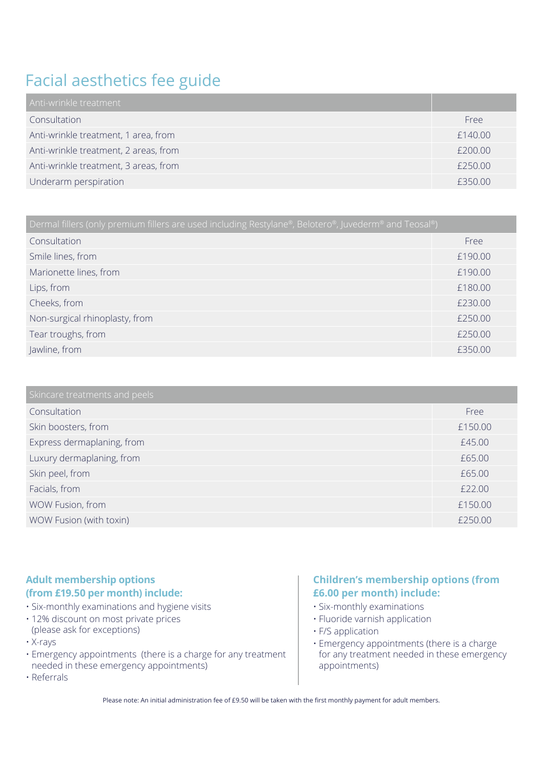# Facial aesthetics fee guide

| Anti-wrinkle treatment | |
|---|---|
| Consultation | Free |
| Anti-wrinkle treatment, 1 area, from | £140.00 |
| Anti-wrinkle treatment, 2 areas, from | £200.00 |
| Anti-wrinkle treatment, 3 areas, from | £250.00 |
| Underarm perspiration | £350.00 |

| Dermal fillers (only premium fillers are used including Restylane®, Belotero®, Juvederm® and Teosal®) | |
|---|---|
| Consultation | Free |
| Smile lines, from | £190.00 |
| Marionette lines, from | £190.00 |
| Lips, from | £180.00 |
| Cheeks, from | £230.00 |
| Non-surgical rhinoplasty, from | £250.00 |
| Tear troughs, from | £250.00 |
| Jawline, from | £350.00 |

| Skincare treatments and peels | |
|---|---|
| Consultation | Free |
| Skin boosters, from | £150.00 |
| Express dermaplaning, from | £45.00 |
| Luxury dermaplaning, from | £65.00 |
| Skin peel, from | £65.00 |
| Facials, from | £22.00 |
| WOW Fusion, from | £150.00 |
| WOW Fusion (with toxin) | £250.00 |

### Adult membership options (from £19.50 per month) include:

- Six-monthly examinations and hygiene visits
- 12% discount on most private prices (please ask for exceptions)
- X-rays
- Emergency appointments (there is a charge for any treatment needed in these emergency appointments)
- Referrals

### Children's membership options (from £6.00 per month) include:

- Six-monthly examinations
- Fluoride varnish application
- F/S application
- Emergency appointments (there is a charge for any treatment needed in these emergency appointments)

Please note: An initial administration fee of £9.50 will be taken with the first monthly payment for adult members.